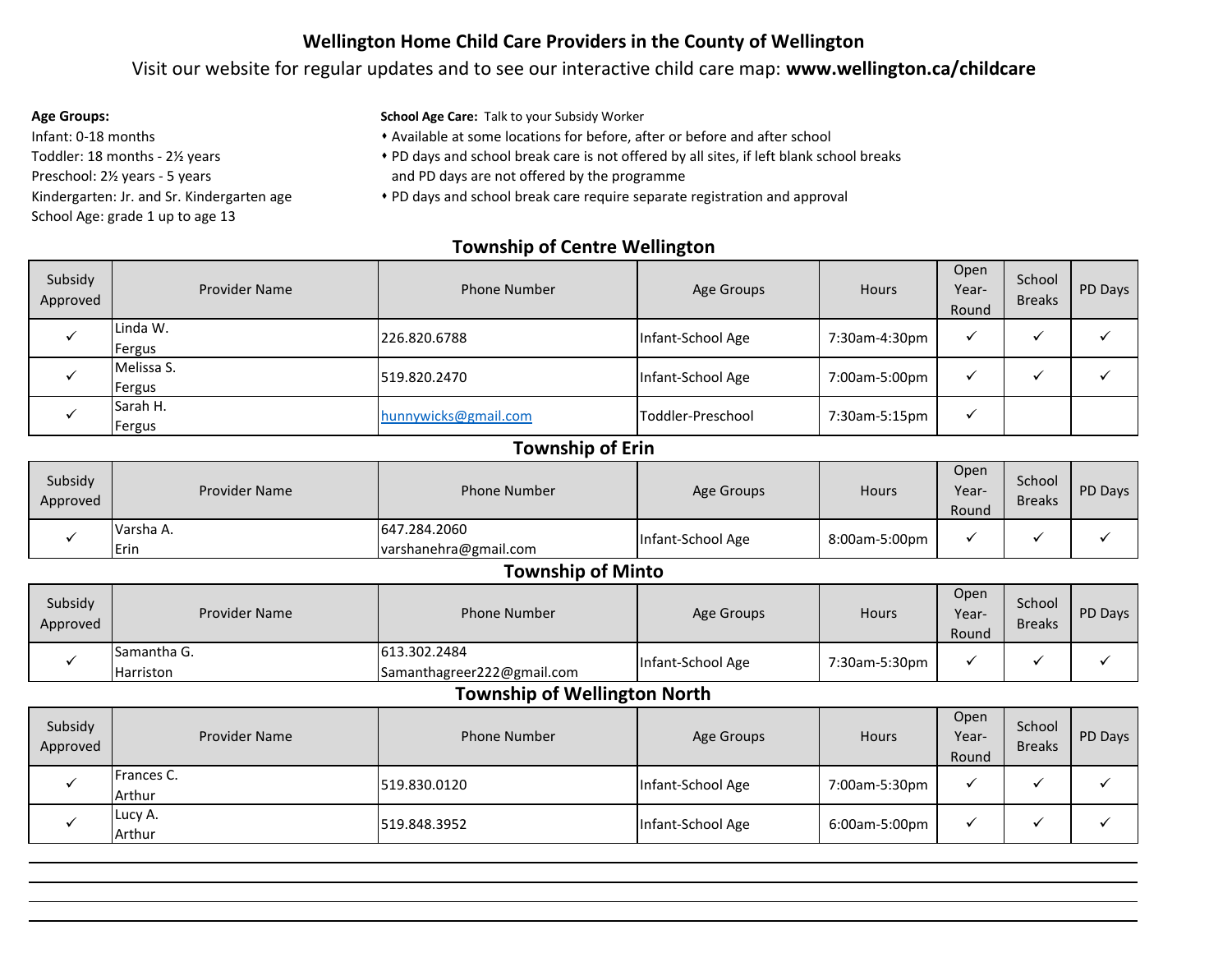# Wellington Home Child Care Providers in the County of Wellington

Visit our website for regular updates and to see our interactive child care map: **www.wellington.ca/childcare**

**Age Groups:**
Infant: 0-18 months
Toddler: 18 months - 2½ years
Preschool: 2½ years - 5 years
Kindergarten: Jr. and Sr. Kindergarten age
School Age: grade 1 up to age 13

**School Age Care:** Talk to your Subsidy Worker
- Available at some locations for before, after or before and after school
- PD days and school break care is not offered by all sites, if left blank school breaks and PD days are not offered by the programme
- PD days and school break care require separate registration and approval

## Township of Centre Wellington

| Subsidy Approved | Provider Name | Phone Number | Age Groups | Hours | Open Year-Round | School Breaks | PD Days |
|---|---|---|---|---|---|---|---|
| ✓ | Linda W.<br>Fergus | 226.820.6788 | Infant-School Age | 7:30am-4:30pm | ✓ | ✓ | ✓ |
| ✓ | Melissa S.<br>Fergus | 519.820.2470 | Infant-School Age | 7:00am-5:00pm | ✓ | ✓ | ✓ |
| ✓ | Sarah H.<br>Fergus | hunnywicks@gmail.com | Toddler-Preschool | 7:30am-5:15pm | ✓ | | |

## Township of Erin

| Subsidy Approved | Provider Name | Phone Number | Age Groups | Hours | Open Year-Round | School Breaks | PD Days |
|---|---|---|---|---|---|---|---|
| ✓ | Varsha A.<br>Erin | 647.284.2060<br>varshanehra@gmail.com | Infant-School Age | 8:00am-5:00pm | ✓ | ✓ | ✓ |

## Township of Minto

| Subsidy Approved | Provider Name | Phone Number | Age Groups | Hours | Open Year-Round | School Breaks | PD Days |
|---|---|---|---|---|---|---|---|
| ✓ | Samantha G.<br>Harriston | 613.302.2484<br>Samanthagreer222@gmail.com | Infant-School Age | 7:30am-5:30pm | ✓ | ✓ | ✓ |

## Township of Wellington North

| Subsidy Approved | Provider Name | Phone Number | Age Groups | Hours | Open Year-Round | School Breaks | PD Days |
|---|---|---|---|---|---|---|---|
| ✓ | Frances C.<br>Arthur | 519.830.0120 | Infant-School Age | 7:00am-5:30pm | ✓ | ✓ | ✓ |
| ✓ | Lucy A.<br>Arthur | 519.848.3952 | Infant-School Age | 6:00am-5:00pm | ✓ | ✓ | ✓ |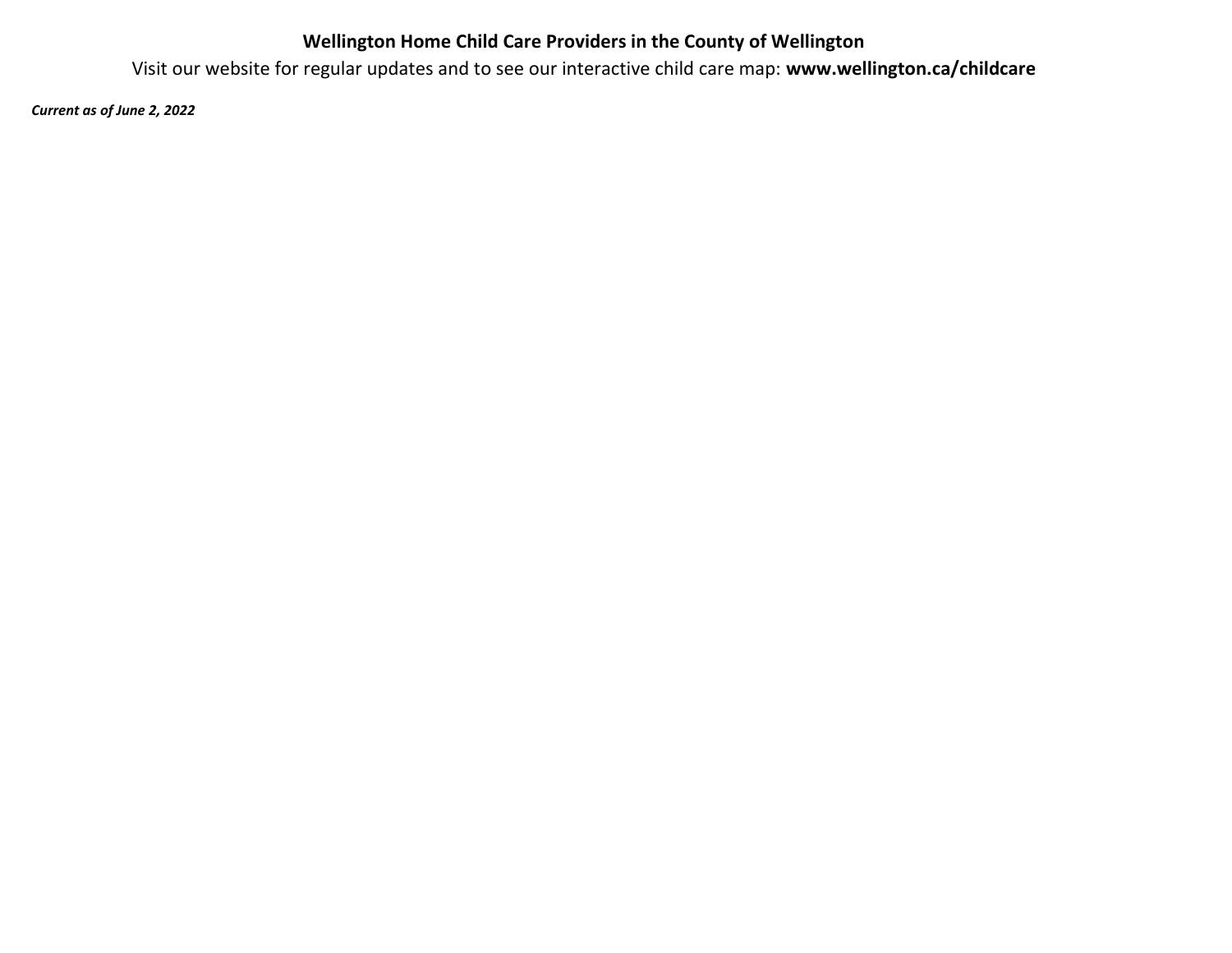**Wellington Home Child Care Providers in the County of Wellington**

Visit our website for regular updates and to see our interactive child care map: **www.wellington.ca/childcare**

***Current as of June 2, 2022***